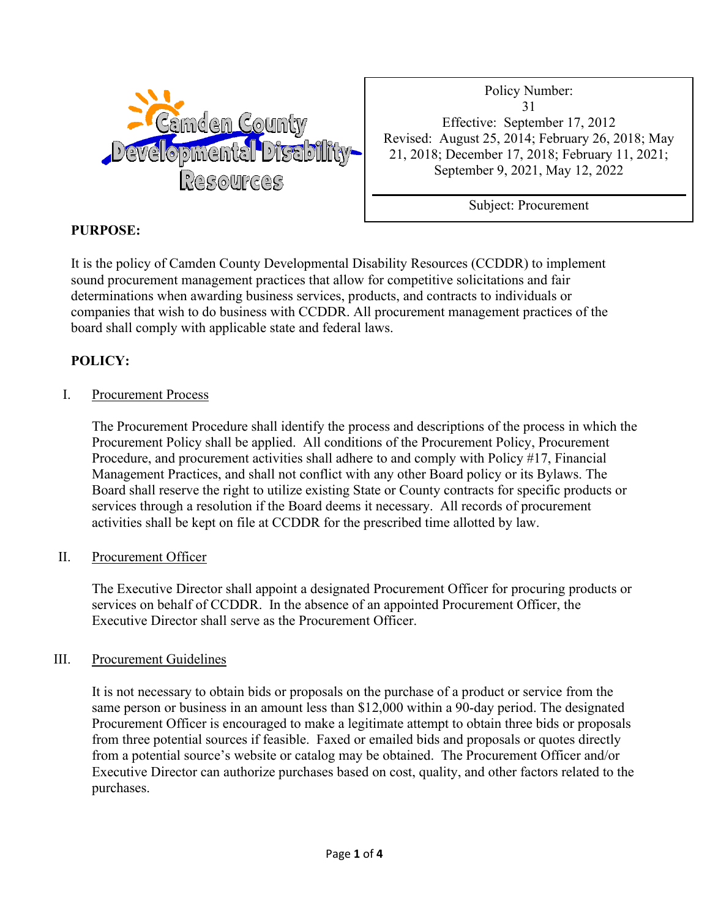Camden County Developmental Disability Resources

| Policy Number: 31 |
|---|
| Effective: September 17, 2012 |
| Revised: August 25, 2014; February 26, 2018; May 21, 2018; December 17, 2018; February 11, 2021; September 9, 2021, May 12, 2022 |
| Subject: Procurement |

**PURPOSE:**

It is the policy of Camden County Developmental Disability Resources (CCDDR) to implement sound procurement management practices that allow for competitive solicitations and fair determinations when awarding business services, products, and contracts to individuals or companies that wish to do business with CCDDR. All procurement management practices of the board shall comply with applicable state and federal laws.

**POLICY:**

I. Procurement Process

The Procurement Procedure shall identify the process and descriptions of the process in which the Procurement Policy shall be applied. All conditions of the Procurement Policy, Procurement Procedure, and procurement activities shall adhere to and comply with Policy #17, Financial Management Practices, and shall not conflict with any other Board policy or its Bylaws. The Board shall reserve the right to utilize existing State or County contracts for specific products or services through a resolution if the Board deems it necessary. All records of procurement activities shall be kept on file at CCDDR for the prescribed time allotted by law.

II. Procurement Officer

The Executive Director shall appoint a designated Procurement Officer for procuring products or services on behalf of CCDDR. In the absence of an appointed Procurement Officer, the Executive Director shall serve as the Procurement Officer.

III. Procurement Guidelines

It is not necessary to obtain bids or proposals on the purchase of a product or service from the same person or business in an amount less than $12,000 within a 90-day period. The designated Procurement Officer is encouraged to make a legitimate attempt to obtain three bids or proposals from three potential sources if feasible. Faxed or emailed bids and proposals or quotes directly from a potential source's website or catalog may be obtained. The Procurement Officer and/or Executive Director can authorize purchases based on cost, quality, and other factors related to the purchases.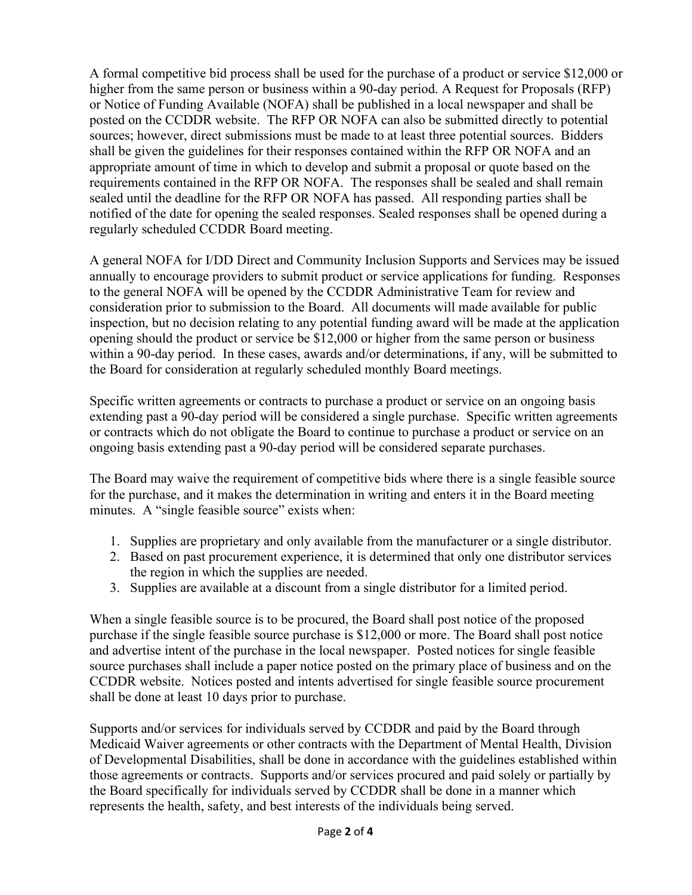A formal competitive bid process shall be used for the purchase of a product or service $12,000 or higher from the same person or business within a 90-day period. A Request for Proposals (RFP) or Notice of Funding Available (NOFA) shall be published in a local newspaper and shall be posted on the CCDDR website. The RFP OR NOFA can also be submitted directly to potential sources; however, direct submissions must be made to at least three potential sources. Bidders shall be given the guidelines for their responses contained within the RFP OR NOFA and an appropriate amount of time in which to develop and submit a proposal or quote based on the requirements contained in the RFP OR NOFA. The responses shall be sealed and shall remain sealed until the deadline for the RFP OR NOFA has passed. All responding parties shall be notified of the date for opening the sealed responses. Sealed responses shall be opened during a regularly scheduled CCDDR Board meeting.

A general NOFA for I/DD Direct and Community Inclusion Supports and Services may be issued annually to encourage providers to submit product or service applications for funding. Responses to the general NOFA will be opened by the CCDDR Administrative Team for review and consideration prior to submission to the Board. All documents will made available for public inspection, but no decision relating to any potential funding award will be made at the application opening should the product or service be $12,000 or higher from the same person or business within a 90-day period. In these cases, awards and/or determinations, if any, will be submitted to the Board for consideration at regularly scheduled monthly Board meetings.

Specific written agreements or contracts to purchase a product or service on an ongoing basis extending past a 90-day period will be considered a single purchase. Specific written agreements or contracts which do not obligate the Board to continue to purchase a product or service on an ongoing basis extending past a 90-day period will be considered separate purchases.

The Board may waive the requirement of competitive bids where there is a single feasible source for the purchase, and it makes the determination in writing and enters it in the Board meeting minutes. A "single feasible source" exists when:

1. Supplies are proprietary and only available from the manufacturer or a single distributor.
2. Based on past procurement experience, it is determined that only one distributor services the region in which the supplies are needed.
3. Supplies are available at a discount from a single distributor for a limited period.

When a single feasible source is to be procured, the Board shall post notice of the proposed purchase if the single feasible source purchase is $12,000 or more. The Board shall post notice and advertise intent of the purchase in the local newspaper. Posted notices for single feasible source purchases shall include a paper notice posted on the primary place of business and on the CCDDR website. Notices posted and intents advertised for single feasible source procurement shall be done at least 10 days prior to purchase.

Supports and/or services for individuals served by CCDDR and paid by the Board through Medicaid Waiver agreements or other contracts with the Department of Mental Health, Division of Developmental Disabilities, shall be done in accordance with the guidelines established within those agreements or contracts. Supports and/or services procured and paid solely or partially by the Board specifically for individuals served by CCDDR shall be done in a manner which represents the health, safety, and best interests of the individuals being served.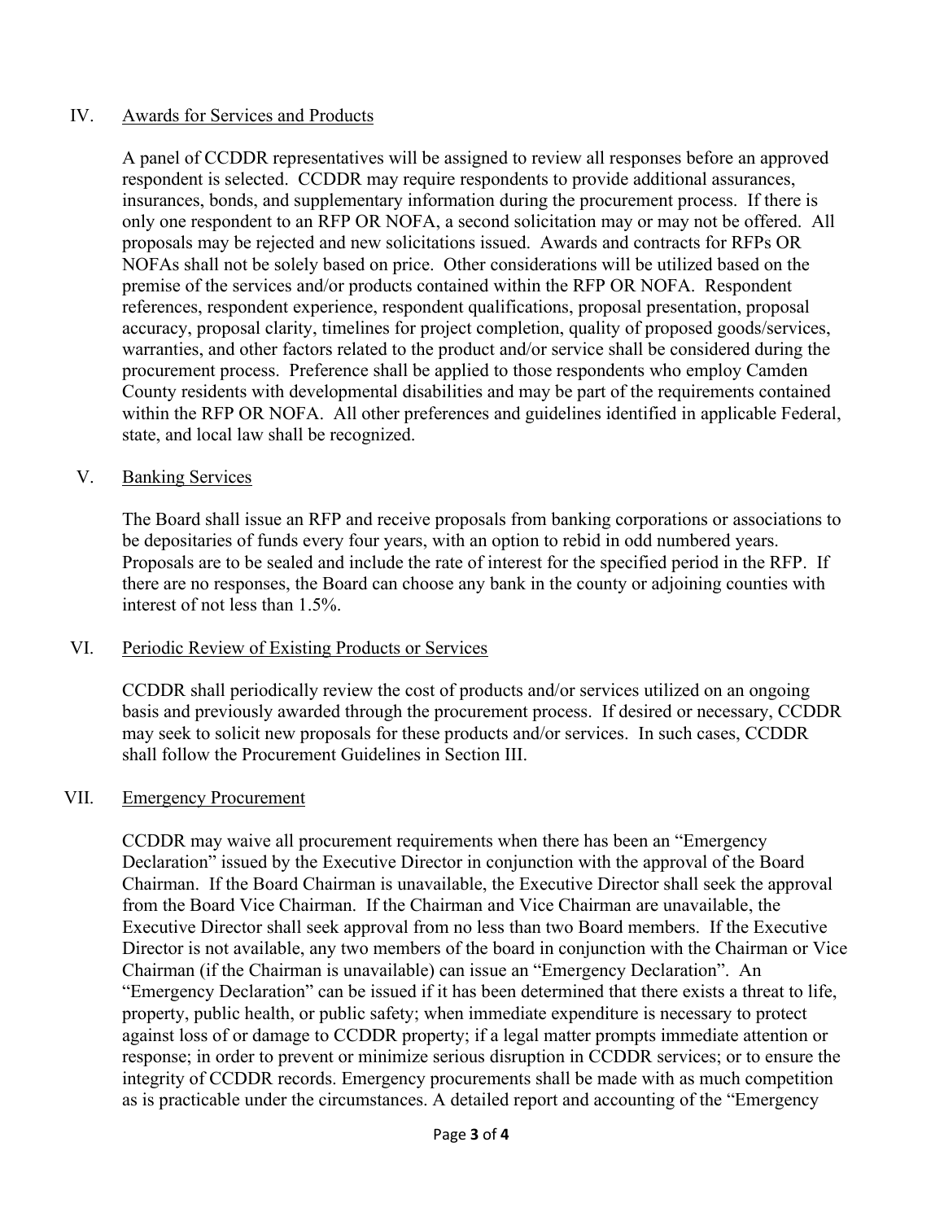## IV. Awards for Services and Products

A panel of CCDDR representatives will be assigned to review all responses before an approved respondent is selected. CCDDR may require respondents to provide additional assurances, insurances, bonds, and supplementary information during the procurement process. If there is only one respondent to an RFP OR NOFA, a second solicitation may or may not be offered. All proposals may be rejected and new solicitations issued. Awards and contracts for RFPs OR NOFAs shall not be solely based on price. Other considerations will be utilized based on the premise of the services and/or products contained within the RFP OR NOFA. Respondent references, respondent experience, respondent qualifications, proposal presentation, proposal accuracy, proposal clarity, timelines for project completion, quality of proposed goods/services, warranties, and other factors related to the product and/or service shall be considered during the procurement process. Preference shall be applied to those respondents who employ Camden County residents with developmental disabilities and may be part of the requirements contained within the RFP OR NOFA. All other preferences and guidelines identified in applicable Federal, state, and local law shall be recognized.

## V. Banking Services

The Board shall issue an RFP and receive proposals from banking corporations or associations to be depositaries of funds every four years, with an option to rebid in odd numbered years. Proposals are to be sealed and include the rate of interest for the specified period in the RFP. If there are no responses, the Board can choose any bank in the county or adjoining counties with interest of not less than 1.5%.

## VI. Periodic Review of Existing Products or Services

CCDDR shall periodically review the cost of products and/or services utilized on an ongoing basis and previously awarded through the procurement process. If desired or necessary, CCDDR may seek to solicit new proposals for these products and/or services. In such cases, CCDDR shall follow the Procurement Guidelines in Section III.

## VII. Emergency Procurement

CCDDR may waive all procurement requirements when there has been an "Emergency Declaration" issued by the Executive Director in conjunction with the approval of the Board Chairman. If the Board Chairman is unavailable, the Executive Director shall seek the approval from the Board Vice Chairman. If the Chairman and Vice Chairman are unavailable, the Executive Director shall seek approval from no less than two Board members. If the Executive Director is not available, any two members of the board in conjunction with the Chairman or Vice Chairman (if the Chairman is unavailable) can issue an "Emergency Declaration". An "Emergency Declaration" can be issued if it has been determined that there exists a threat to life, property, public health, or public safety; when immediate expenditure is necessary to protect against loss of or damage to CCDDR property; if a legal matter prompts immediate attention or response; in order to prevent or minimize serious disruption in CCDDR services; or to ensure the integrity of CCDDR records. Emergency procurements shall be made with as much competition as is practicable under the circumstances. A detailed report and accounting of the "Emergency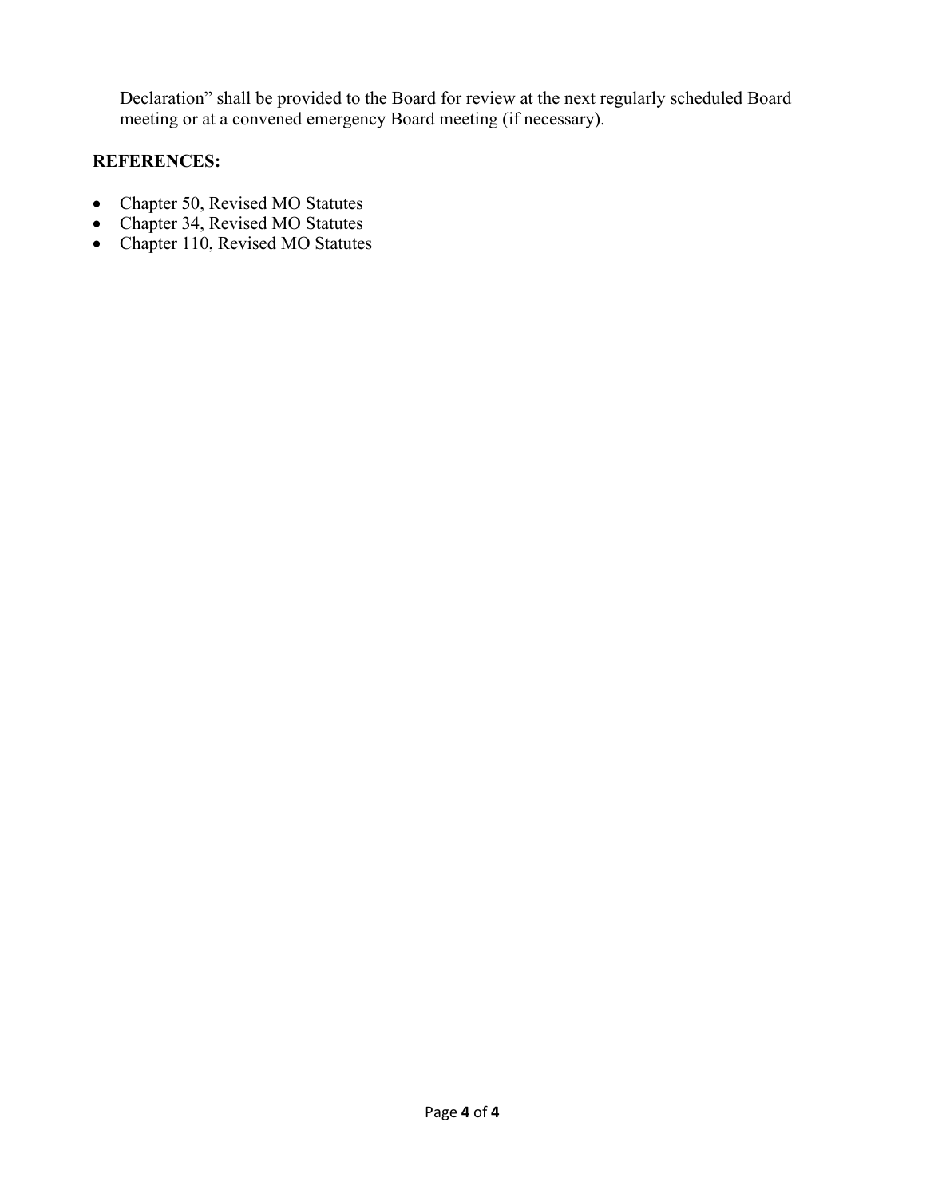Declaration" shall be provided to the Board for review at the next regularly scheduled Board meeting or at a convened emergency Board meeting (if necessary).

**REFERENCES:**

- Chapter 50, Revised MO Statutes
- Chapter 34, Revised MO Statutes
- Chapter 110, Revised MO Statutes